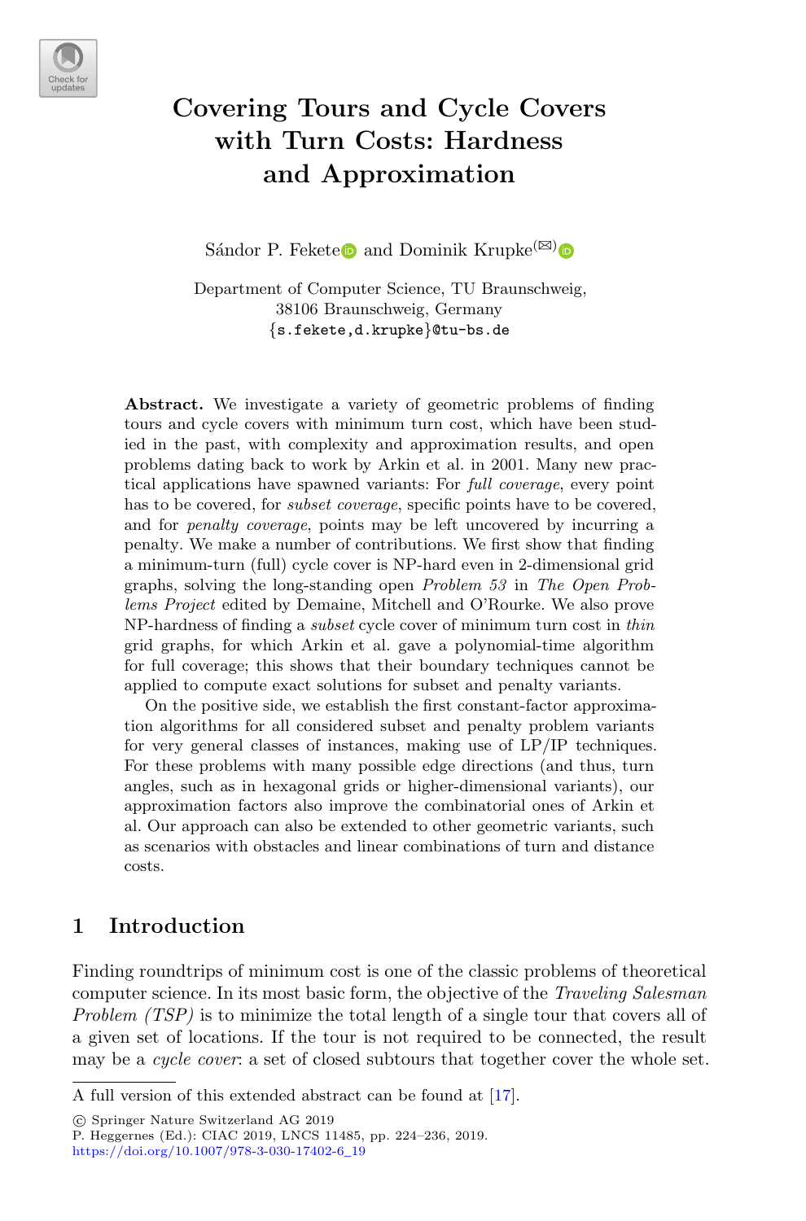# Covering Tours and Cycle Covers with Turn Costs: Hardness and Approximation

Sándor P. Fekete and Dominik Krupke(✉)

Department of Computer Science, TU Braunschweig,
38106 Braunschweig, Germany
{s.fekete,d.krupke}@tu-bs.de

**Abstract.** We investigate a variety of geometric problems of finding tours and cycle covers with minimum turn cost, which have been studied in the past, with complexity and approximation results, and open problems dating back to work by Arkin et al. in 2001. Many new practical applications have spawned variants: For *full coverage*, every point has to be covered, for *subset coverage*, specific points have to be covered, and for *penalty coverage*, points may be left uncovered by incurring a penalty. We make a number of contributions. We first show that finding a minimum-turn (full) cycle cover is NP-hard even in 2-dimensional grid graphs, solving the long-standing open *Problem 53* in *The Open Problems Project* edited by Demaine, Mitchell and O'Rourke. We also prove NP-hardness of finding a *subset* cycle cover of minimum turn cost in *thin* grid graphs, for which Arkin et al. gave a polynomial-time algorithm for full coverage; this shows that their boundary techniques cannot be applied to compute exact solutions for subset and penalty variants.

On the positive side, we establish the first constant-factor approximation algorithms for all considered subset and penalty problem variants for very general classes of instances, making use of LP/IP techniques. For these problems with many possible edge directions (and thus, turn angles, such as in hexagonal grids or higher-dimensional variants), our approximation factors also improve the combinatorial ones of Arkin et al. Our approach can also be extended to other geometric variants, such as scenarios with obstacles and linear combinations of turn and distance costs.

## 1 Introduction

Finding roundtrips of minimum cost is one of the classic problems of theoretical computer science. In its most basic form, the objective of the *Traveling Salesman Problem (TSP)* is to minimize the total length of a single tour that covers all of a given set of locations. If the tour is not required to be connected, the result may be a *cycle cover*: a set of closed subtours that together cover the whole set.

A full version of this extended abstract can be found at [17].

© Springer Nature Switzerland AG 2019
P. Heggernes (Ed.): CIAC 2019, LNCS 11485, pp. 224–236, 2019.
https://doi.org/10.1007/978-3-030-17402-6_19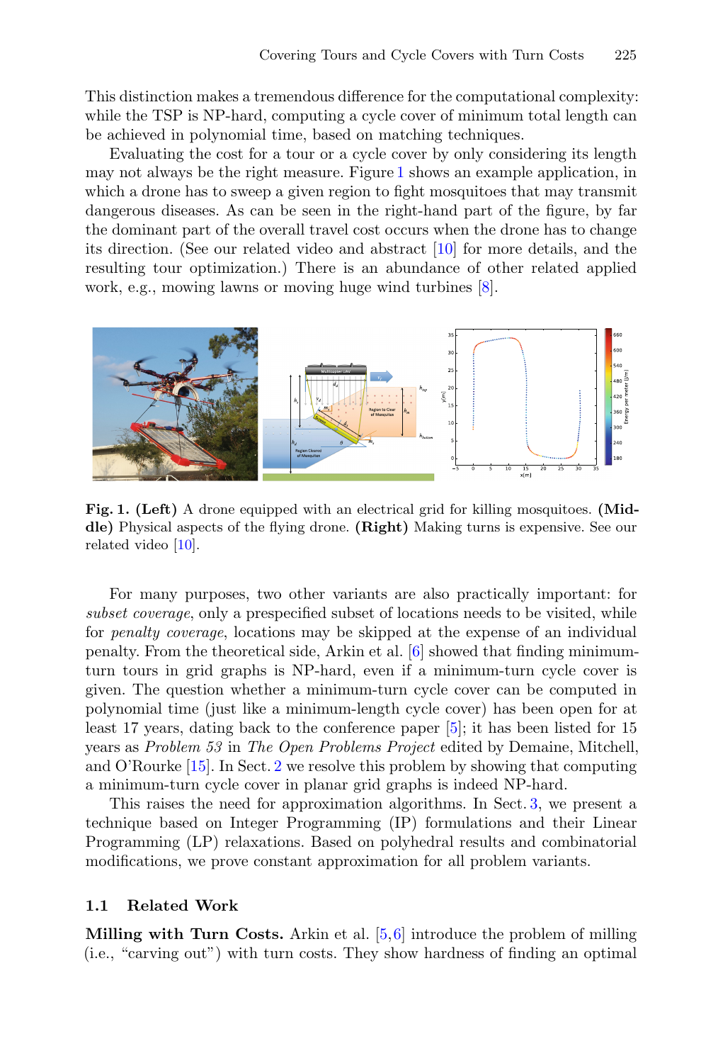This distinction makes a tremendous difference for the computational complexity: while the TSP is NP-hard, computing a cycle cover of minimum total length can be achieved in polynomial time, based on matching techniques.

Evaluating the cost for a tour or a cycle cover by only considering its length may not always be the right measure. Figure 1 shows an example application, in which a drone has to sweep a given region to fight mosquitoes that may transmit dangerous diseases. As can be seen in the right-hand part of the figure, by far the dominant part of the overall travel cost occurs when the drone has to change its direction. (See our related video and abstract [10] for more details, and the resulting tour optimization.) There is an abundance of other related applied work, e.g., mowing lawns or moving huge wind turbines [8].

**Fig. 1. (Left)** A drone equipped with an electrical grid for killing mosquitoes. **(Middle)** Physical aspects of the flying drone. **(Right)** Making turns is expensive. See our related video [10].

For many purposes, two other variants are also practically important: for *subset coverage*, only a prespecified subset of locations needs to be visited, while for *penalty coverage*, locations may be skipped at the expense of an individual penalty. From the theoretical side, Arkin et al. [6] showed that finding minimum-turn tours in grid graphs is NP-hard, even if a minimum-turn cycle cover is given. The question whether a minimum-turn cycle cover can be computed in polynomial time (just like a minimum-length cycle cover) has been open for at least 17 years, dating back to the conference paper [5]; it has been listed for 15 years as *Problem 53* in *The Open Problems Project* edited by Demaine, Mitchell, and O'Rourke [15]. In Sect. 2 we resolve this problem by showing that computing a minimum-turn cycle cover in planar grid graphs is indeed NP-hard.

This raises the need for approximation algorithms. In Sect. 3, we present a technique based on Integer Programming (IP) formulations and their Linear Programming (LP) relaxations. Based on polyhedral results and combinatorial modifications, we prove constant approximation for all problem variants.

### 1.1 Related Work

**Milling with Turn Costs.** Arkin et al. [5,6] introduce the problem of milling (i.e., "carving out") with turn costs. They show hardness of finding an optimal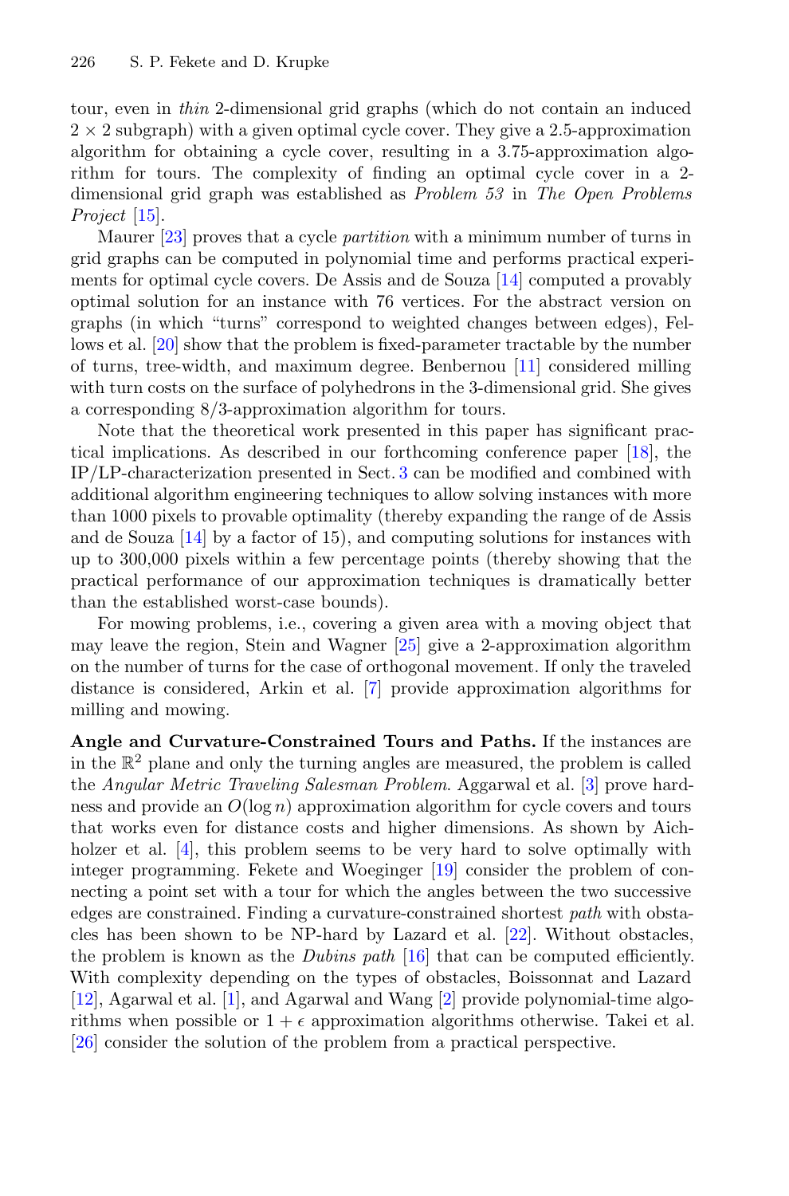tour, even in *thin* 2-dimensional grid graphs (which do not contain an induced $2 \times 2$ subgraph) with a given optimal cycle cover. They give a 2.5-approximation algorithm for obtaining a cycle cover, resulting in a 3.75-approximation algorithm for tours. The complexity of finding an optimal cycle cover in a 2-dimensional grid graph was established as *Problem 53* in *The Open Problems Project* [15].

Maurer [23] proves that a cycle *partition* with a minimum number of turns in grid graphs can be computed in polynomial time and performs practical experiments for optimal cycle covers. De Assis and de Souza [14] computed a provably optimal solution for an instance with 76 vertices. For the abstract version on graphs (in which "turns" correspond to weighted changes between edges), Fellows et al. [20] show that the problem is fixed-parameter tractable by the number of turns, tree-width, and maximum degree. Benbernou [11] considered milling with turn costs on the surface of polyhedrons in the 3-dimensional grid. She gives a corresponding 8/3-approximation algorithm for tours.

Note that the theoretical work presented in this paper has significant practical implications. As described in our forthcoming conference paper [18], the IP/LP-characterization presented in Sect. 3 can be modified and combined with additional algorithm engineering techniques to allow solving instances with more than 1000 pixels to provable optimality (thereby expanding the range of de Assis and de Souza [14] by a factor of 15), and computing solutions for instances with up to 300,000 pixels within a few percentage points (thereby showing that the practical performance of our approximation techniques is dramatically better than the established worst-case bounds).

For mowing problems, i.e., covering a given area with a moving object that may leave the region, Stein and Wagner [25] give a 2-approximation algorithm on the number of turns for the case of orthogonal movement. If only the traveled distance is considered, Arkin et al. [7] provide approximation algorithms for milling and mowing.

**Angle and Curvature-Constrained Tours and Paths.** If the instances are in the $\mathbb{R}^2$ plane and only the turning angles are measured, the problem is called the *Angular Metric Traveling Salesman Problem*. Aggarwal et al. [3] prove hardness and provide an $O(\log n)$ approximation algorithm for cycle covers and tours that works even for distance costs and higher dimensions. As shown by Aichholzer et al. [4], this problem seems to be very hard to solve optimally with integer programming. Fekete and Woeginger [19] consider the problem of connecting a point set with a tour for which the angles between the two successive edges are constrained. Finding a curvature-constrained shortest *path* with obstacles has been shown to be NP-hard by Lazard et al. [22]. Without obstacles, the problem is known as the *Dubins path* [16] that can be computed efficiently. With complexity depending on the types of obstacles, Boissonnat and Lazard [12], Agarwal et al. [1], and Agarwal and Wang [2] provide polynomial-time algorithms when possible or $1 + \epsilon$ approximation algorithms otherwise. Takei et al. [26] consider the solution of the problem from a practical perspective.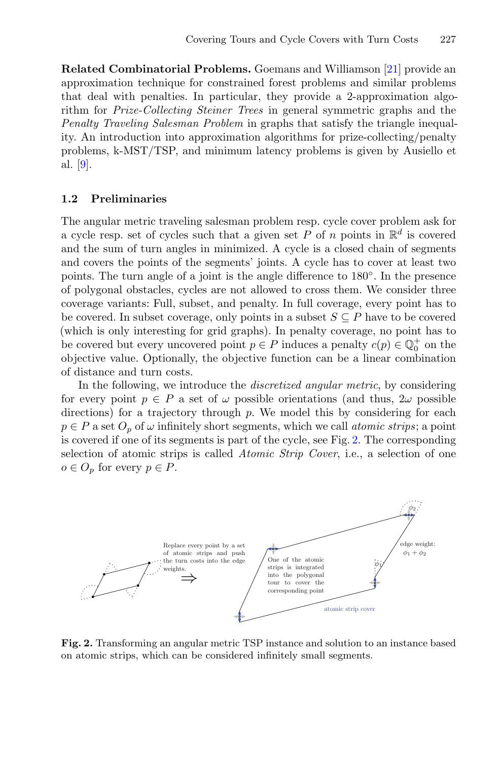**Related Combinatorial Problems.** Goemans and Williamson [21] provide an approximation technique for constrained forest problems and similar problems that deal with penalties. In particular, they provide a 2-approximation algorithm for *Prize-Collecting Steiner Trees* in general symmetric graphs and the *Penalty Traveling Salesman Problem* in graphs that satisfy the triangle inequality. An introduction into approximation algorithms for prize-collecting/penalty problems, k-MST/TSP, and minimum latency problems is given by Ausiello et al. [9].

### 1.2 Preliminaries

The angular metric traveling salesman problem resp. cycle cover problem ask for a cycle resp. set of cycles such that a given set $P$ of $n$ points in $\mathbb{R}^d$ is covered and the sum of turn angles in minimized. A cycle is a closed chain of segments and covers the points of the segments' joints. A cycle has to cover at least two points. The turn angle of a joint is the angle difference to 180°. In the presence of polygonal obstacles, cycles are not allowed to cross them. We consider three coverage variants: Full, subset, and penalty. In full coverage, every point has to be covered. In subset coverage, only points in a subset $S \subseteq P$ have to be covered (which is only interesting for grid graphs). In penalty coverage, no point has to be covered but every uncovered point $p \in P$ induces a penalty $c(p) \in \mathbb{Q}_0^+$ on the objective value. Optionally, the objective function can be a linear combination of distance and turn costs.

In the following, we introduce the *discretized angular metric*, by considering for every point $p \in P$ a set of $\omega$ possible orientations (and thus, $2\omega$ possible directions) for a trajectory through $p$. We model this by considering for each $p \in P$ a set $O_p$ of $\omega$ infinitely short segments, which we call *atomic strips*; a point is covered if one of its segments is part of the cycle, see Fig. 2. The corresponding selection of atomic strips is called *Atomic Strip Cover*, i.e., a selection of one $o \in O_p$ for every $p \in P$.

**Fig. 2.** Transforming an angular metric TSP instance and solution to an instance based on atomic strips, which can be considered infinitely small segments.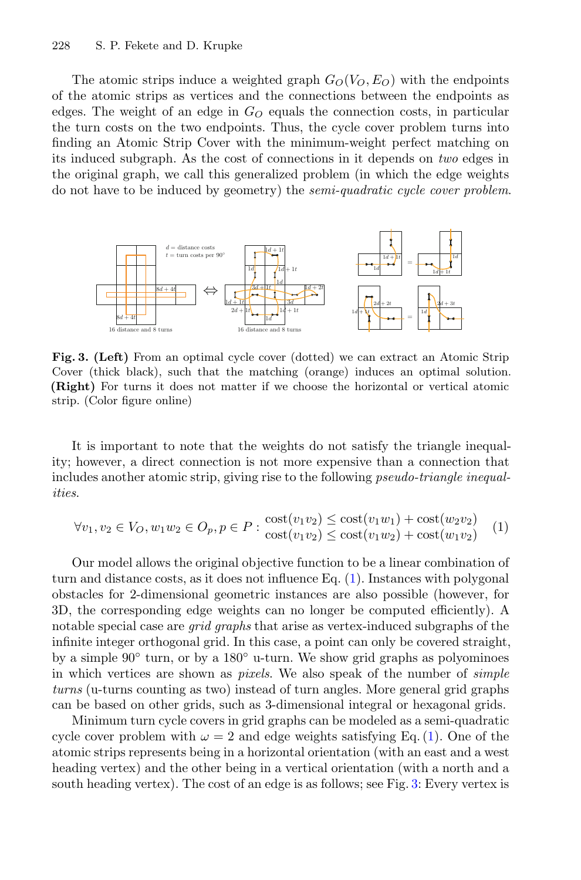The atomic strips induce a weighted graph $G_O(V_O, E_O)$ with the endpoints of the atomic strips as vertices and the connections between the endpoints as edges. The weight of an edge in $G_O$ equals the connection costs, in particular the turn costs on the two endpoints. Thus, the cycle cover problem turns into finding an Atomic Strip Cover with the minimum-weight perfect matching on its induced subgraph. As the cost of connections in it depends on *two* edges in the original graph, we call this generalized problem (in which the edge weights do not have to be induced by geometry) the *semi-quadratic cycle cover problem*.

**Fig. 3. (Left)** From an optimal cycle cover (dotted) we can extract an Atomic Strip Cover (thick black), such that the matching (orange) induces an optimal solution. **(Right)** For turns it does not matter if we choose the horizontal or vertical atomic strip. (Color figure online)

It is important to note that the weights do not satisfy the triangle inequality; however, a direct connection is not more expensive than a connection that includes another atomic strip, giving rise to the following *pseudo-triangle inequalities*.

$$\forall v_1, v_2 \in V_O, w_1 w_2 \in O_p, p \in P : \begin{array}{l} \text{cost}(v_1 v_2) \leq \text{cost}(v_1 w_1) + \text{cost}(w_2 v_2) \\ \text{cost}(v_1 v_2) \leq \text{cost}(v_1 w_2) + \text{cost}(w_1 v_2) \end{array} \quad (1)$$

Our model allows the original objective function to be a linear combination of turn and distance costs, as it does not influence Eq. (1). Instances with polygonal obstacles for 2-dimensional geometric instances are also possible (however, for 3D, the corresponding edge weights can no longer be computed efficiently). A notable special case are *grid graphs* that arise as vertex-induced subgraphs of the infinite integer orthogonal grid. In this case, a point can only be covered straight, by a simple 90° turn, or by a 180° u-turn. We show grid graphs as polyominoes in which vertices are shown as *pixels*. We also speak of the number of *simple turns* (u-turns counting as two) instead of turn angles. More general grid graphs can be based on other grids, such as 3-dimensional integral or hexagonal grids.

Minimum turn cycle covers in grid graphs can be modeled as a semi-quadratic cycle cover problem with $\omega = 2$ and edge weights satisfying Eq. (1). One of the atomic strips represents being in a horizontal orientation (with an east and a west heading vertex) and the other being in a vertical orientation (with a north and a south heading vertex). The cost of an edge is as follows; see Fig. 3: Every vertex is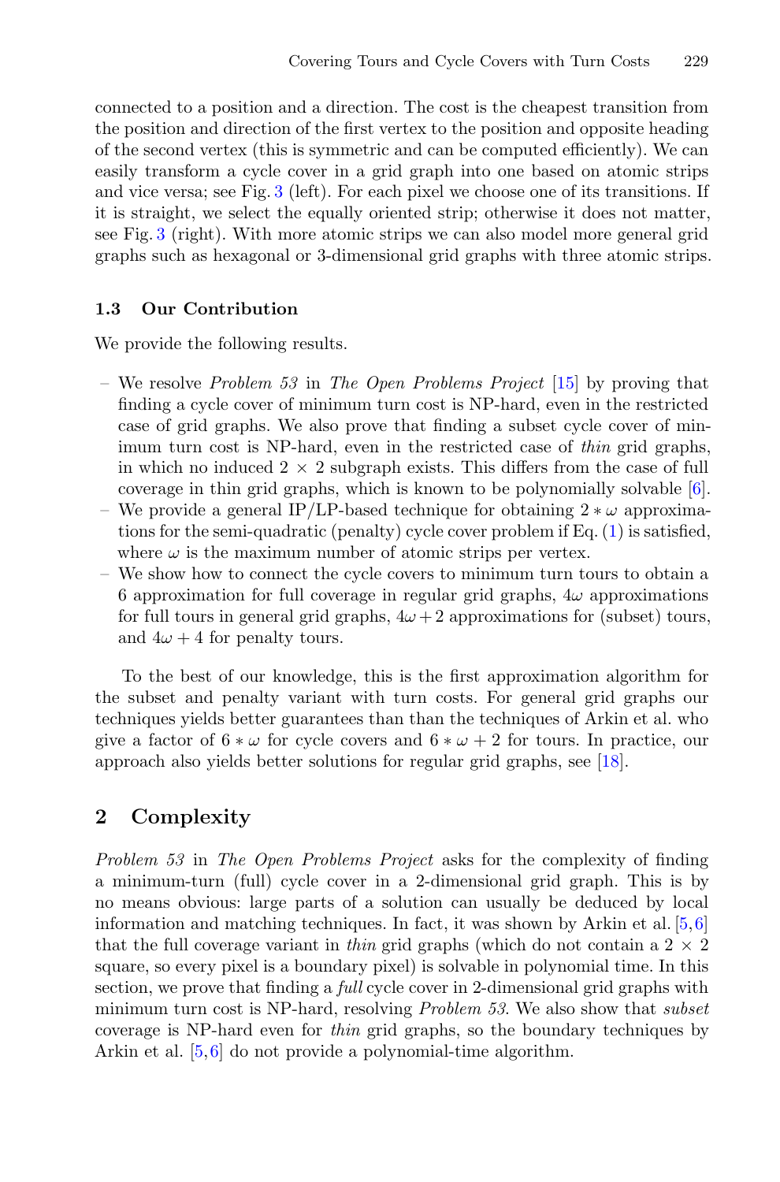connected to a position and a direction. The cost is the cheapest transition from the position and direction of the first vertex to the position and opposite heading of the second vertex (this is symmetric and can be computed efficiently). We can easily transform a cycle cover in a grid graph into one based on atomic strips and vice versa; see Fig. 3 (left). For each pixel we choose one of its transitions. If it is straight, we select the equally oriented strip; otherwise it does not matter, see Fig. 3 (right). With more atomic strips we can also model more general grid graphs such as hexagonal or 3-dimensional grid graphs with three atomic strips.

### 1.3 Our Contribution

We provide the following results.

- We resolve *Problem 53* in *The Open Problems Project* [15] by proving that finding a cycle cover of minimum turn cost is NP-hard, even in the restricted case of grid graphs. We also prove that finding a subset cycle cover of minimum turn cost is NP-hard, even in the restricted case of *thin* grid graphs, in which no induced $2 \times 2$ subgraph exists. This differs from the case of full coverage in thin grid graphs, which is known to be polynomially solvable [6].
- We provide a general IP/LP-based technique for obtaining $2 * \omega$ approximations for the semi-quadratic (penalty) cycle cover problem if Eq. (1) is satisfied, where $\omega$ is the maximum number of atomic strips per vertex.
- We show how to connect the cycle covers to minimum turn tours to obtain a 6 approximation for full coverage in regular grid graphs, $4\omega$ approximations for full tours in general grid graphs, $4\omega + 2$ approximations for (subset) tours, and $4\omega + 4$ for penalty tours.

To the best of our knowledge, this is the first approximation algorithm for the subset and penalty variant with turn costs. For general grid graphs our techniques yields better guarantees than than the techniques of Arkin et al. who give a factor of $6 * \omega$ for cycle covers and $6 * \omega + 2$ for tours. In practice, our approach also yields better solutions for regular grid graphs, see [18].

## 2 Complexity

*Problem 53* in *The Open Problems Project* asks for the complexity of finding a minimum-turn (full) cycle cover in a 2-dimensional grid graph. This is by no means obvious: large parts of a solution can usually be deduced by local information and matching techniques. In fact, it was shown by Arkin et al. [5,6] that the full coverage variant in *thin* grid graphs (which do not contain a $2 \times 2$ square, so every pixel is a boundary pixel) is solvable in polynomial time. In this section, we prove that finding a *full* cycle cover in 2-dimensional grid graphs with minimum turn cost is NP-hard, resolving *Problem 53*. We also show that *subset* coverage is NP-hard even for *thin* grid graphs, so the boundary techniques by Arkin et al. [5,6] do not provide a polynomial-time algorithm.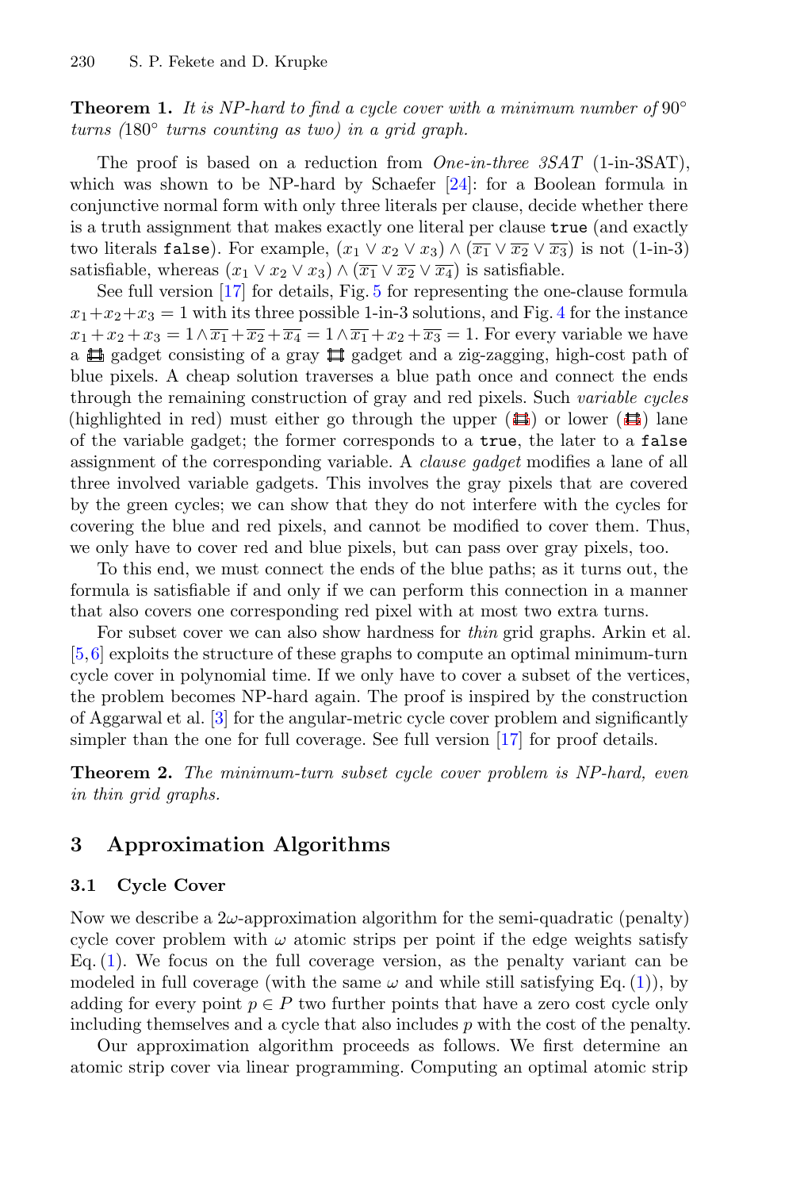**Theorem 1.** *It is NP-hard to find a cycle cover with a minimum number of* $90°$ *turns (*$180°$ *turns counting as two) in a grid graph.*

The proof is based on a reduction from *One-in-three 3SAT* (1-in-3SAT), which was shown to be NP-hard by Schaefer [24]: for a Boolean formula in conjunctive normal form with only three literals per clause, decide whether there is a truth assignment that makes exactly one literal per clause `true` (and exactly two literals `false`). For example, $(x_1 \vee x_2 \vee x_3) \wedge (\overline{x_1} \vee \overline{x_2} \vee \overline{x_3})$ is not (1-in-3) satisfiable, whereas $(x_1 \vee x_2 \vee x_3) \wedge (\overline{x_1} \vee \overline{x_2} \vee \overline{x_4})$ is satisfiable.

See full version [17] for details, Fig. 5 for representing the one-clause formula $x_1 + x_2 + x_3 = 1$ with its three possible 1-in-3 solutions, and Fig. 4 for the instance $x_1 + x_2 + x_3 = 1 \wedge \overline{x_1} + \overline{x_2} + \overline{x_4} = 1 \wedge \overline{x_1} + x_2 + \overline{x_3} = 1$. For every variable we have a ⌗ gadget consisting of a gray ⌗ gadget and a zig-zagging, high-cost path of blue pixels. A cheap solution traverses a blue path once and connect the ends through the remaining construction of gray and red pixels. Such *variable cycles* (highlighted in red) must either go through the upper (⌗) or lower (⌗) lane of the variable gadget; the former corresponds to a `true`, the later to a `false` assignment of the corresponding variable. A *clause gadget* modifies a lane of all three involved variable gadgets. This involves the gray pixels that are covered by the green cycles; we can show that they do not interfere with the cycles for covering the blue and red pixels, and cannot be modified to cover them. Thus, we only have to cover red and blue pixels, but can pass over gray pixels, too.

To this end, we must connect the ends of the blue paths; as it turns out, the formula is satisfiable if and only if we can perform this connection in a manner that also covers one corresponding red pixel with at most two extra turns.

For subset cover we can also show hardness for *thin* grid graphs. Arkin et al. [5,6] exploits the structure of these graphs to compute an optimal minimum-turn cycle cover in polynomial time. If we only have to cover a subset of the vertices, the problem becomes NP-hard again. The proof is inspired by the construction of Aggarwal et al. [3] for the angular-metric cycle cover problem and significantly simpler than the one for full coverage. See full version [17] for proof details.

**Theorem 2.** *The minimum-turn subset cycle cover problem is NP-hard, even in thin grid graphs.*

## 3 Approximation Algorithms

### 3.1 Cycle Cover

Now we describe a $2\omega$-approximation algorithm for the semi-quadratic (penalty) cycle cover problem with $\omega$ atomic strips per point if the edge weights satisfy Eq. (1). We focus on the full coverage version, as the penalty variant can be modeled in full coverage (with the same $\omega$ and while still satisfying Eq. (1)), by adding for every point $p \in P$ two further points that have a zero cost cycle only including themselves and a cycle that also includes $p$ with the cost of the penalty.

Our approximation algorithm proceeds as follows. We first determine an atomic strip cover via linear programming. Computing an optimal atomic strip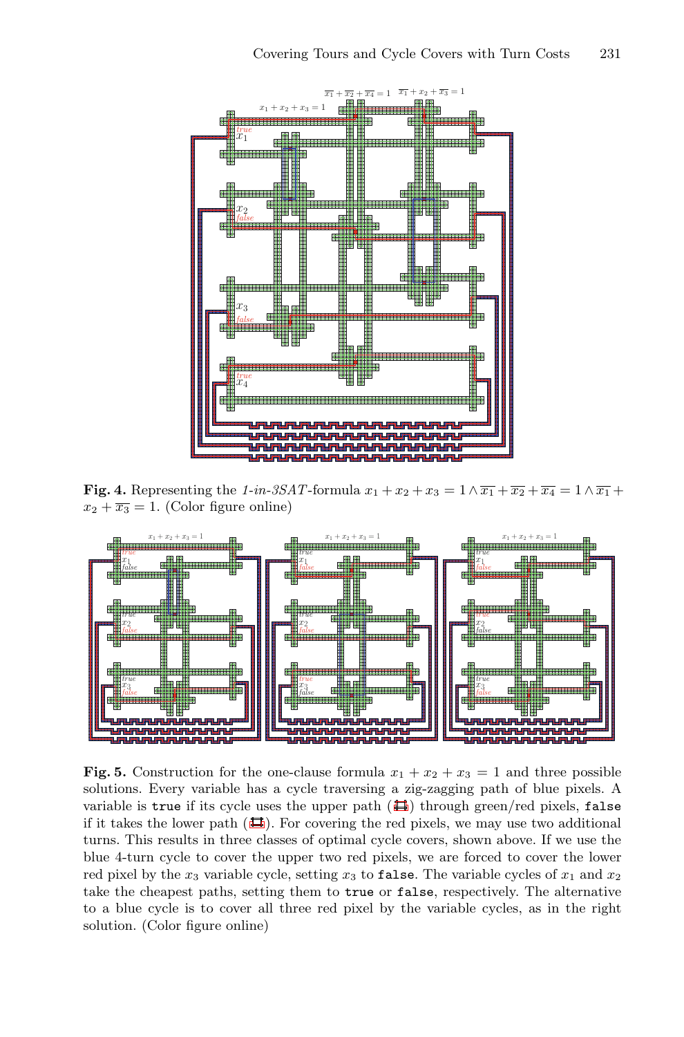**Fig. 4.** Representing the *1-in-3SAT*-formula $x_1 + x_2 + x_3 = 1 \wedge \overline{x_1} + \overline{x_2} + \overline{x_4} = 1 \wedge \overline{x_1} + x_2 + \overline{x_3} = 1$. (Color figure online)

**Fig. 5.** Construction for the one-clause formula $x_1 + x_2 + x_3 = 1$ and three possible solutions. Every variable has a cycle traversing a zig-zagging path of blue pixels. A variable is `true` if its cycle uses the upper path through green/red pixels, `false` if it takes the lower path. For covering the red pixels, we may use two additional turns. This results in three classes of optimal cycle covers, shown above. If we use the blue 4-turn cycle to cover the upper two red pixels, we are forced to cover the lower red pixel by the $x_3$ variable cycle, setting $x_3$ to `false`. The variable cycles of $x_1$ and $x_2$ take the cheapest paths, setting them to `true` or `false`, respectively. The alternative to a blue cycle is to cover all three red pixel by the variable cycles, as in the right solution. (Color figure online)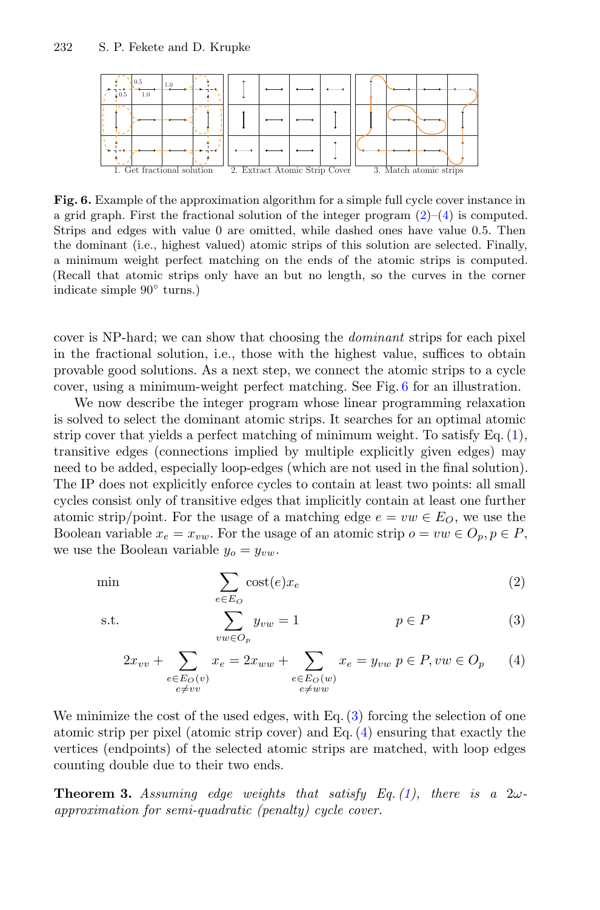**Fig. 6.** Example of the approximation algorithm for a simple full cycle cover instance in a grid graph. First the fractional solution of the integer program (2)–(4) is computed. Strips and edges with value 0 are omitted, while dashed ones have value 0.5. Then the dominant (i.e., highest valued) atomic strips of this solution are selected. Finally, a minimum weight perfect matching on the ends of the atomic strips is computed. (Recall that atomic strips only have an but no length, so the curves in the corner indicate simple 90° turns.)

cover is NP-hard; we can show that choosing the *dominant* strips for each pixel in the fractional solution, i.e., those with the highest value, suffices to obtain provable good solutions. As a next step, we connect the atomic strips to a cycle cover, using a minimum-weight perfect matching. See Fig. 6 for an illustration.

We now describe the integer program whose linear programming relaxation is solved to select the dominant atomic strips. It searches for an optimal atomic strip cover that yields a perfect matching of minimum weight. To satisfy Eq. (1), transitive edges (connections implied by multiple explicitly given edges) may need to be added, especially loop-edges (which are not used in the final solution). The IP does not explicitly enforce cycles to contain at least two points: all small cycles consist only of transitive edges that implicitly contain at least one further atomic strip/point. For the usage of a matching edge $e = vw \in E_O$, we use the Boolean variable $x_e = x_{vw}$. For the usage of an atomic strip $o = vw \in O_p, p \in P$, we use the Boolean variable $y_o = y_{vw}$.

$$\min \quad \sum_{e \in E_O} \text{cost}(e) x_e \tag{2}$$

$$\text{s.t.} \quad \sum_{vw \in O_p} y_{vw} = 1 \qquad p \in P \tag{3}$$

$$2x_{vv} + \sum_{\substack{e \in E_O(v) \\ e \neq vv}} x_e = 2x_{ww} + \sum_{\substack{e \in E_O(w) \\ e \neq ww}} x_e = y_{vw} \quad p \in P, vw \in O_p \tag{4}$$

We minimize the cost of the used edges, with Eq. (3) forcing the selection of one atomic strip per pixel (atomic strip cover) and Eq. (4) ensuring that exactly the vertices (endpoints) of the selected atomic strips are matched, with loop edges counting double due to their two ends.

**Theorem 3.** *Assuming edge weights that satisfy Eq. (1), there is a* $2\omega$*-approximation for semi-quadratic (penalty) cycle cover.*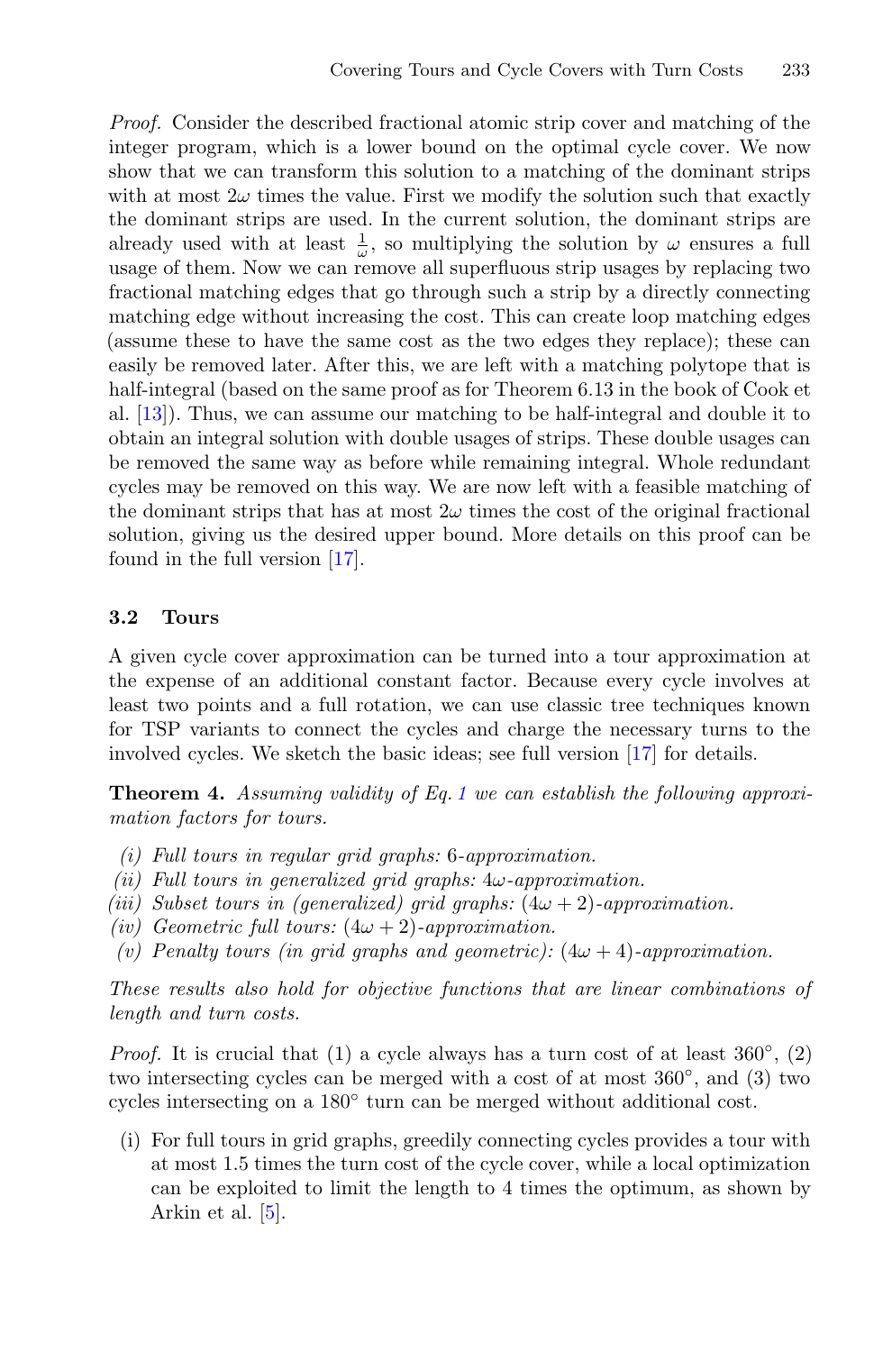*Proof.* Consider the described fractional atomic strip cover and matching of the integer program, which is a lower bound on the optimal cycle cover. We now show that we can transform this solution to a matching of the dominant strips with at most $2\omega$ times the value. First we modify the solution such that exactly the dominant strips are used. In the current solution, the dominant strips are already used with at least $\frac{1}{\omega}$, so multiplying the solution by $\omega$ ensures a full usage of them. Now we can remove all superfluous strip usages by replacing two fractional matching edges that go through such a strip by a directly connecting matching edge without increasing the cost. This can create loop matching edges (assume these to have the same cost as the two edges they replace); these can easily be removed later. After this, we are left with a matching polytope that is half-integral (based on the same proof as for Theorem 6.13 in the book of Cook et al. [13]). Thus, we can assume our matching to be half-integral and double it to obtain an integral solution with double usages of strips. These double usages can be removed the same way as before while remaining integral. Whole redundant cycles may be removed on this way. We are now left with a feasible matching of the dominant strips that has at most $2\omega$ times the cost of the original fractional solution, giving us the desired upper bound. More details on this proof can be found in the full version [17].

### 3.2 Tours

A given cycle cover approximation can be turned into a tour approximation at the expense of an additional constant factor. Because every cycle involves at least two points and a full rotation, we can use classic tree techniques known for TSP variants to connect the cycles and charge the necessary turns to the involved cycles. We sketch the basic ideas; see full version [17] for details.

**Theorem 4.** *Assuming validity of Eq. 1 we can establish the following approximation factors for tours.*

*(i) Full tours in regular grid graphs: 6-approximation.*
*(ii) Full tours in generalized grid graphs: $4\omega$-approximation.*
*(iii) Subset tours in (generalized) grid graphs: $(4\omega + 2)$-approximation.*
*(iv) Geometric full tours: $(4\omega + 2)$-approximation.*
*(v) Penalty tours (in grid graphs and geometric): $(4\omega + 4)$-approximation.*

*These results also hold for objective functions that are linear combinations of length and turn costs.*

*Proof.* It is crucial that (1) a cycle always has a turn cost of at least $360°$, (2) two intersecting cycles can be merged with a cost of at most $360°$, and (3) two cycles intersecting on a $180°$ turn can be merged without additional cost.

(i) For full tours in grid graphs, greedily connecting cycles provides a tour with at most 1.5 times the turn cost of the cycle cover, while a local optimization can be exploited to limit the length to 4 times the optimum, as shown by Arkin et al. [5].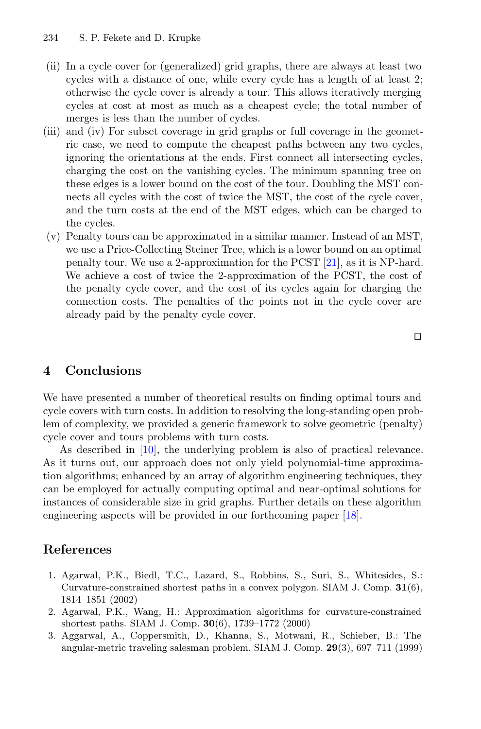(ii) In a cycle cover for (generalized) grid graphs, there are always at least two cycles with a distance of one, while every cycle has a length of at least 2; otherwise the cycle cover is already a tour. This allows iteratively merging cycles at cost at most as much as a cheapest cycle; the total number of merges is less than the number of cycles.

(iii) and (iv) For subset coverage in grid graphs or full coverage in the geometric case, we need to compute the cheapest paths between any two cycles, ignoring the orientations at the ends. First connect all intersecting cycles, charging the cost on the vanishing cycles. The minimum spanning tree on these edges is a lower bound on the cost of the tour. Doubling the MST connects all cycles with the cost of twice the MST, the cost of the cycle cover, and the turn costs at the end of the MST edges, which can be charged to the cycles.

(v) Penalty tours can be approximated in a similar manner. Instead of an MST, we use a Price-Collecting Steiner Tree, which is a lower bound on an optimal penalty tour. We use a 2-approximation for the PCST [21], as it is NP-hard. We achieve a cost of twice the 2-approximation of the PCST, the cost of the penalty cycle cover, and the cost of its cycles again for charging the connection costs. The penalties of the points not in the cycle cover are already paid by the penalty cycle cover.

□

## 4 Conclusions

We have presented a number of theoretical results on finding optimal tours and cycle covers with turn costs. In addition to resolving the long-standing open problem of complexity, we provided a generic framework to solve geometric (penalty) cycle cover and tours problems with turn costs.

As described in [10], the underlying problem is also of practical relevance. As it turns out, our approach does not only yield polynomial-time approximation algorithms; enhanced by an array of algorithm engineering techniques, they can be employed for actually computing optimal and near-optimal solutions for instances of considerable size in grid graphs. Further details on these algorithm engineering aspects will be provided in our forthcoming paper [18].

## References

1. Agarwal, P.K., Biedl, T.C., Lazard, S., Robbins, S., Suri, S., Whitesides, S.: Curvature-constrained shortest paths in a convex polygon. SIAM J. Comp. **31**(6), 1814–1851 (2002)
2. Agarwal, P.K., Wang, H.: Approximation algorithms for curvature-constrained shortest paths. SIAM J. Comp. **30**(6), 1739–1772 (2000)
3. Aggarwal, A., Coppersmith, D., Khanna, S., Motwani, R., Schieber, B.: The angular-metric traveling salesman problem. SIAM J. Comp. **29**(3), 697–711 (1999)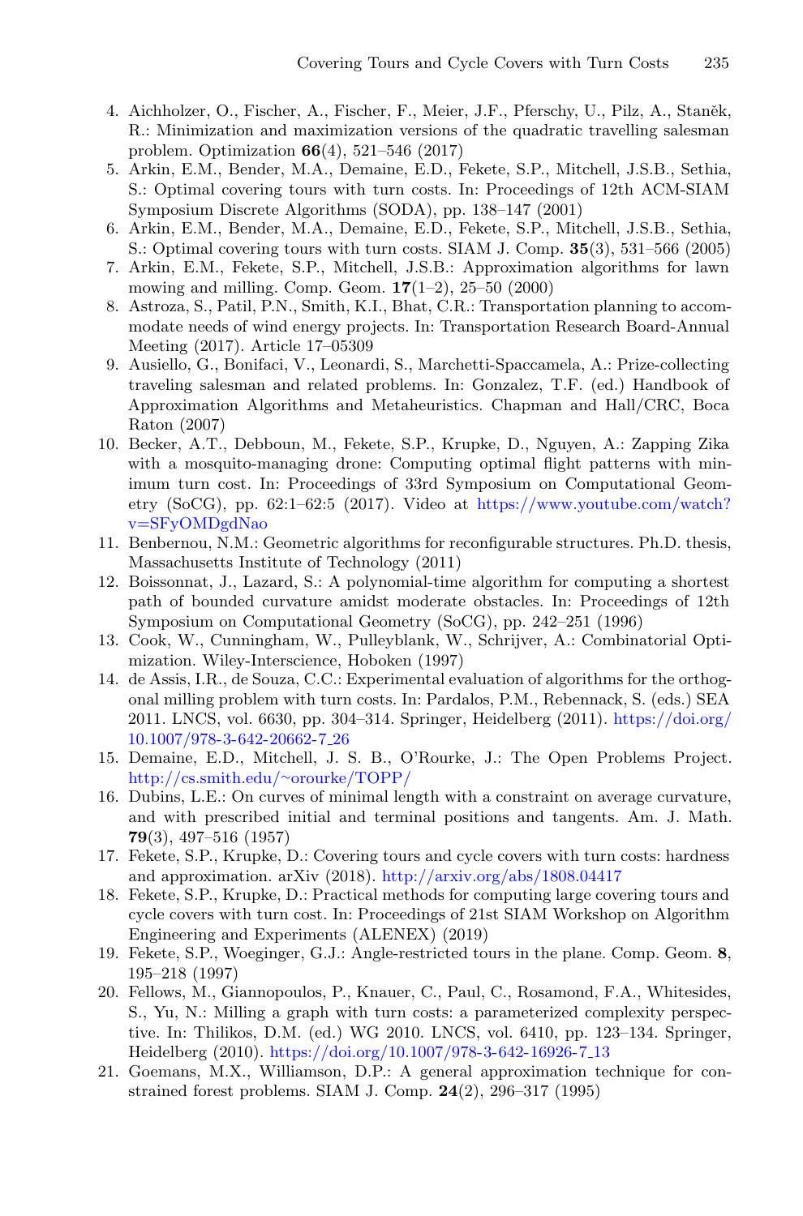4. Aichholzer, O., Fischer, A., Fischer, F., Meier, J.F., Pferschy, U., Pilz, A., Staněk, R.: Minimization and maximization versions of the quadratic travelling salesman problem. Optimization **66**(4), 521–546 (2017)
5. Arkin, E.M., Bender, M.A., Demaine, E.D., Fekete, S.P., Mitchell, J.S.B., Sethia, S.: Optimal covering tours with turn costs. In: Proceedings of 12th ACM-SIAM Symposium Discrete Algorithms (SODA), pp. 138–147 (2001)
6. Arkin, E.M., Bender, M.A., Demaine, E.D., Fekete, S.P., Mitchell, J.S.B., Sethia, S.: Optimal covering tours with turn costs. SIAM J. Comp. **35**(3), 531–566 (2005)
7. Arkin, E.M., Fekete, S.P., Mitchell, J.S.B.: Approximation algorithms for lawn mowing and milling. Comp. Geom. **17**(1–2), 25–50 (2000)
8. Astroza, S., Patil, P.N., Smith, K.I., Bhat, C.R.: Transportation planning to accommodate needs of wind energy projects. In: Transportation Research Board-Annual Meeting (2017). Article 17–05309
9. Ausiello, G., Bonifaci, V., Leonardi, S., Marchetti-Spaccamela, A.: Prize-collecting traveling salesman and related problems. In: Gonzalez, T.F. (ed.) Handbook of Approximation Algorithms and Metaheuristics. Chapman and Hall/CRC, Boca Raton (2007)
10. Becker, A.T., Debboun, M., Fekete, S.P., Krupke, D., Nguyen, A.: Zapping Zika with a mosquito-managing drone: Computing optimal flight patterns with minimum turn cost. In: Proceedings of 33rd Symposium on Computational Geometry (SoCG), pp. 62:1–62:5 (2017). Video at https://www.youtube.com/watch?v=SFyOMDgdNao
11. Benbernou, N.M.: Geometric algorithms for reconfigurable structures. Ph.D. thesis, Massachusetts Institute of Technology (2011)
12. Boissonnat, J., Lazard, S.: A polynomial-time algorithm for computing a shortest path of bounded curvature amidst moderate obstacles. In: Proceedings of 12th Symposium on Computational Geometry (SoCG), pp. 242–251 (1996)
13. Cook, W., Cunningham, W., Pulleyblank, W., Schrijver, A.: Combinatorial Optimization. Wiley-Interscience, Hoboken (1997)
14. de Assis, I.R., de Souza, C.C.: Experimental evaluation of algorithms for the orthogonal milling problem with turn costs. In: Pardalos, P.M., Rebennack, S. (eds.) SEA 2011. LNCS, vol. 6630, pp. 304–314. Springer, Heidelberg (2011). https://doi.org/10.1007/978-3-642-20662-7_26
15. Demaine, E.D., Mitchell, J. S. B., O'Rourke, J.: The Open Problems Project. http://cs.smith.edu/~orourke/TOPP/
16. Dubins, L.E.: On curves of minimal length with a constraint on average curvature, and with prescribed initial and terminal positions and tangents. Am. J. Math. **79**(3), 497–516 (1957)
17. Fekete, S.P., Krupke, D.: Covering tours and cycle covers with turn costs: hardness and approximation. arXiv (2018). http://arxiv.org/abs/1808.04417
18. Fekete, S.P., Krupke, D.: Practical methods for computing large covering tours and cycle covers with turn cost. In: Proceedings of 21st SIAM Workshop on Algorithm Engineering and Experiments (ALENEX) (2019)
19. Fekete, S.P., Woeginger, G.J.: Angle-restricted tours in the plane. Comp. Geom. **8**, 195–218 (1997)
20. Fellows, M., Giannopoulos, P., Knauer, C., Paul, C., Rosamond, F.A., Whitesides, S., Yu, N.: Milling a graph with turn costs: a parameterized complexity perspective. In: Thilikos, D.M. (ed.) WG 2010. LNCS, vol. 6410, pp. 123–134. Springer, Heidelberg (2010). https://doi.org/10.1007/978-3-642-16926-7_13
21. Goemans, M.X., Williamson, D.P.: A general approximation technique for constrained forest problems. SIAM J. Comp. **24**(2), 296–317 (1995)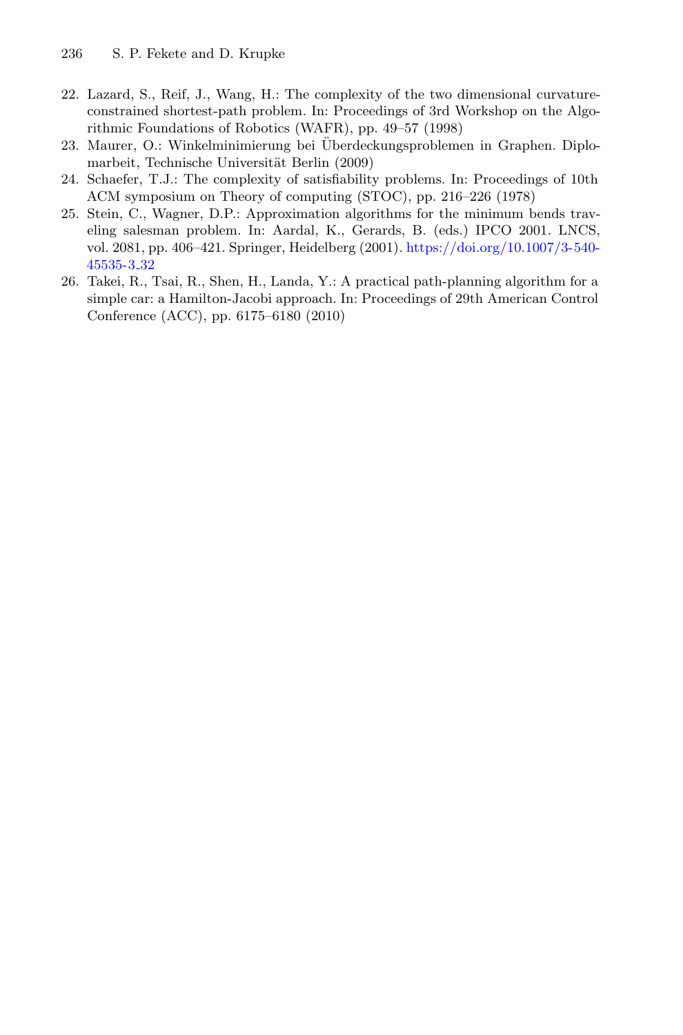22. Lazard, S., Reif, J., Wang, H.: The complexity of the two dimensional curvature-constrained shortest-path problem. In: Proceedings of 3rd Workshop on the Algorithmic Foundations of Robotics (WAFR), pp. 49–57 (1998)
23. Maurer, O.: Winkelminimierung bei Überdeckungsproblemen in Graphen. Diplomarbeit, Technische Universität Berlin (2009)
24. Schaefer, T.J.: The complexity of satisfiability problems. In: Proceedings of 10th ACM symposium on Theory of computing (STOC), pp. 216–226 (1978)
25. Stein, C., Wagner, D.P.: Approximation algorithms for the minimum bends traveling salesman problem. In: Aardal, K., Gerards, B. (eds.) IPCO 2001. LNCS, vol. 2081, pp. 406–421. Springer, Heidelberg (2001). https://doi.org/10.1007/3-540-45535-3_32
26. Takei, R., Tsai, R., Shen, H., Landa, Y.: A practical path-planning algorithm for a simple car: a Hamilton-Jacobi approach. In: Proceedings of 29th American Control Conference (ACC), pp. 6175–6180 (2010)